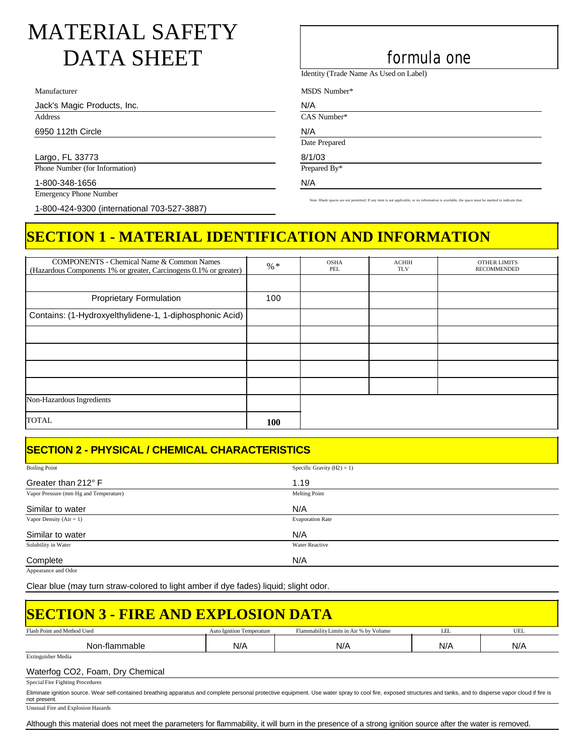# MATERIAL SAFETY DATA SHEET

**formula one**

Identity (Trade Name As Used on Label)

Manufacturer
Jack's Magic Products, Inc.

Address
6950 112th Circle
Largo, FL 33773

Phone Number (for Information)
1-800-348-1656

Emergency Phone Number
1-800-424-9300 (international 703-527-3887)

MSDS Number*
N/A

CAS Number*
N/A

Date Prepared
8/1/03

Prepared By*
N/A

Note: Blank spaces are not permitted. If any item is not applicable, or no information is available, the space must be marked to indicate that.

## SECTION 1 - MATERIAL IDENTIFICATION AND INFORMATION

| COMPONENTS - Chemical Name & Common Names (Hazardous Components 1% or greater, Carcinogens 0.1% or greater) | %* | OSHA PEL | ACHIH TLV | OTHER LIMITS RECOMMENDED |
|---|---|---|---|---|
| | | | | |
| Proprietary Formulation | 100 | | | |
| Contains: (1-Hydroxyelthylidene-1, 1-diphosphonic Acid) | | | | |
| | | | | |
| | | | | |
| | | | | |
| | | | | |
| Non-Hazardous Ingredients | | | | |
| TOTAL | **100** | | | |

## SECTION 2 - PHYSICAL / CHEMICAL CHARACTERISTICS

Boiling Point
Greater than 212° F

Specific Gravity ($H_2$ = 1)
1.19

Vapor Pressure (mm Hg and Temperature)
Similar to water

Melting Point
N/A

Vapor Density (Air = 1)
Similar to water

Evaporation Rate
N/A

Solubility in Water
Complete

Water Reactive
N/A

Appearance and Odor
Clear blue (may turn straw-colored to light amber if dye fades) liquid; slight odor.

## SECTION 3 - FIRE AND EXPLOSION DATA

| Flash Point and Method Used | Auto Ignition Temperature | Flammability Limits in Air % by Volume | LEL | UEL |
|---|---|---|---|---|
| Non-flammable | N/A | N/A | N/A | N/A |

Extinguisher Media
Waterfog CO2, Foam, Dry Chemical

Special Fire Fighting Procedures
Eliminate ignition source. Wear self-contained breathing apparatus and complete personal protective equipment. Use water spray to cool fire, exposed structures and tanks, and to disperse vapor cloud if fire is not present.

Unusual Fire and Explosion Hazards
Although this material does not meet the parameters for flammability, it will burn in the presence of a strong ignition source after the water is removed.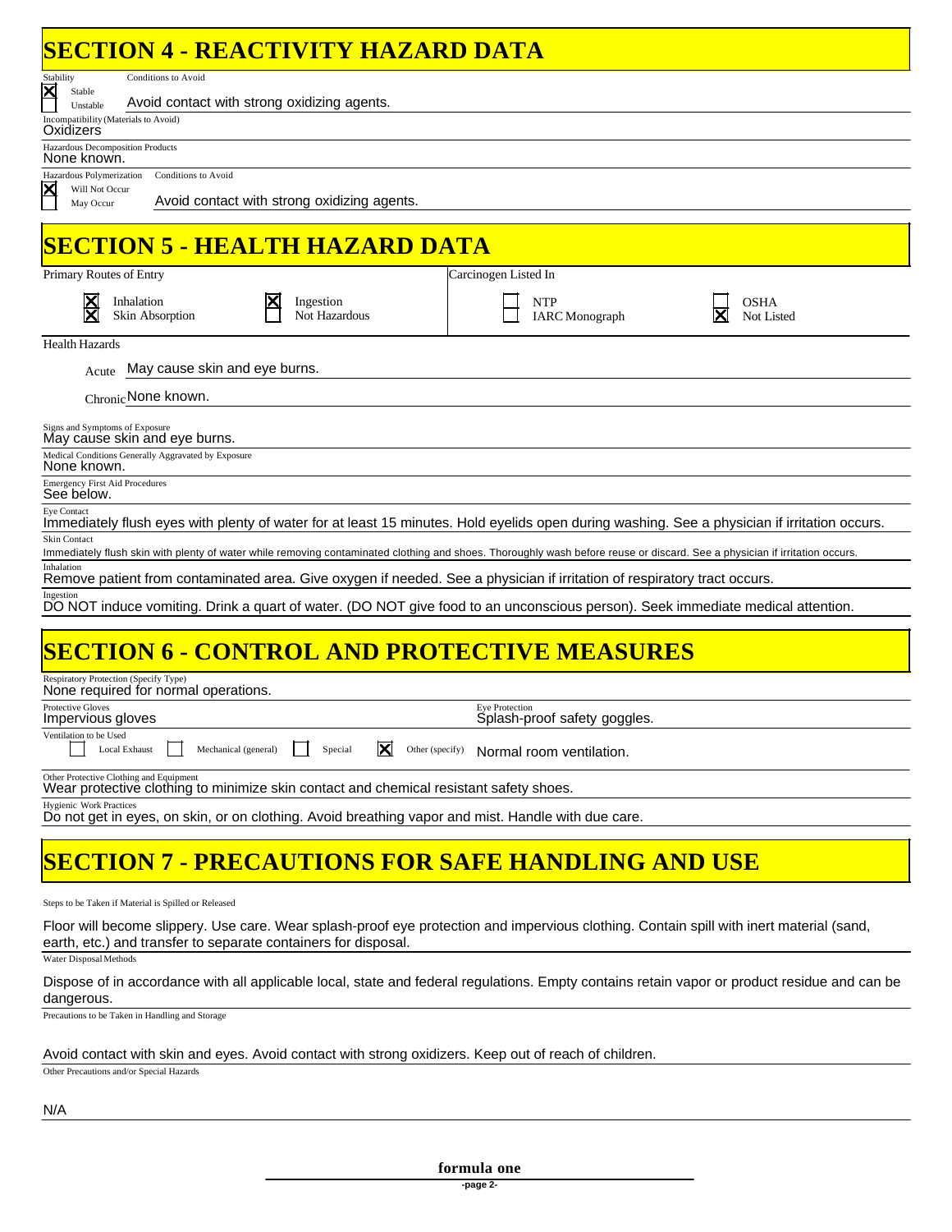# SECTION 4 - REACTIVITY HAZARD DATA

**Stability**

- [x] Stable
- [ ] Unstable

**Conditions to Avoid:** Avoid contact with strong oxidizing agents.

**Incompatibility (Materials to Avoid)**
Oxidizers

**Hazardous Decomposition Products**
None known.

**Hazardous Polymerization**

- [x] Will Not Occur
- [ ] May Occur

**Conditions to Avoid:** Avoid contact with strong oxidizing agents.

# SECTION 5 - HEALTH HAZARD DATA

**Primary Routes of Entry**

- [x] Inhalation
- [x] Skin Absorption
- [x] Ingestion
- [ ] Not Hazardous

**Carcinogen Listed In**

- [ ] NTP
- [ ] IARC Monograph
- [ ] OSHA
- [x] Not Listed

**Health Hazards**

Acute: May cause skin and eye burns.

Chronic: None known.

**Signs and Symptoms of Exposure**
May cause skin and eye burns.

**Medical Conditions Generally Aggravated by Exposure**
None known.

**Emergency First Aid Procedures**
See below.

**Eye Contact**
Immediately flush eyes with plenty of water for at least 15 minutes. Hold eyelids open during washing. See a physician if irritation occurs.

**Skin Contact**
Immediately flush skin with plenty of water while removing contaminated clothing and shoes. Thoroughly wash before reuse or discard. See a physician if irritation occurs.

**Inhalation**
Remove patient from contaminated area. Give oxygen if needed. See a physician if irritation of respiratory tract occurs.

**Ingestion**
DO NOT induce vomiting. Drink a quart of water. (DO NOT give food to an unconscious person). Seek immediate medical attention.

# SECTION 6 - CONTROL AND PROTECTIVE MEASURES

**Respiratory Protection (Specify Type)**
None required for normal operations.

**Protective Gloves**
Impervious gloves

**Eye Protection**
Splash-proof safety goggles.

**Ventilation to be Used**

- [ ] Local Exhaust
- [ ] Mechanical (general)
- [ ] Special
- [x] Other (specify) Normal room ventilation.

**Other Protective Clothing and Equipment**
Wear protective clothing to minimize skin contact and chemical resistant safety shoes.

**Hygienic Work Practices**
Do not get in eyes, on skin, or on clothing. Avoid breathing vapor and mist. Handle with due care.

# SECTION 7 - PRECAUTIONS FOR SAFE HANDLING AND USE

**Steps to be Taken if Material is Spilled or Released**

Floor will become slippery. Use care. Wear splash-proof eye protection and impervious clothing. Contain spill with inert material (sand, earth, etc.) and transfer to separate containers for disposal.

**Water Disposal Methods**

Dispose of in accordance with all applicable local, state and federal regulations. Empty contains retain vapor or product residue and can be dangerous.

**Precautions to be Taken in Handling and Storage**

Avoid contact with skin and eyes. Avoid contact with strong oxidizers. Keep out of reach of children.

**Other Precautions and/or Special Hazards**

N/A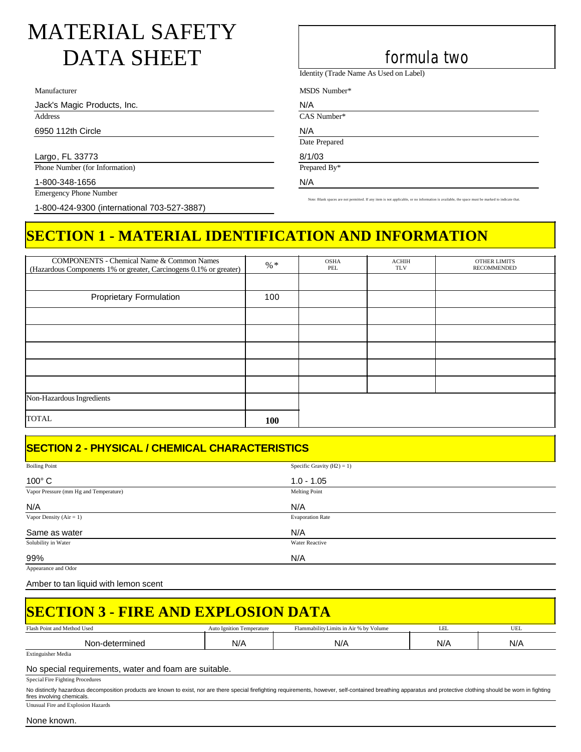# MATERIAL SAFETY DATA SHEET

**formula two**

Identity (Trade Name As Used on Label)

| Manufacturer | MSDS Number* |
|---|---|
| Jack's Magic Products, Inc. | N/A |

| Address | CAS Number* |
|---|---|
| 6950 112th Circle<br>Largo, FL 33773 | N/A |

| | Date Prepared |
|---|---|
| | 8/1/03 |

| Phone Number (for Information) | Prepared By* |
|---|---|
| 1-800-348-1656 | N/A |

Emergency Phone Number

1-800-424-9300 (international 703-527-3887)

Note: Blank spaces are not permitted. If any item is not applicable, or no information is available, the space must be marked to indicate that.

## SECTION 1 - MATERIAL IDENTIFICATION AND INFORMATION

| COMPONENTS - Chemical Name & Common Names (Hazardous Components 1% or greater, Carcinogens 0.1% or greater) | %* | OSHA PEL | ACHIH TLV | OTHER LIMITS RECOMMENDED |
|---|---|---|---|---|
| | | | | |
| Proprietary Formulation | 100 | | | |
| | | | | |
| | | | | |
| | | | | |
| | | | | |
| | | | | |
| Non-Hazardous Ingredients | | | | |
| TOTAL | **100** | | | |

## SECTION 2 - PHYSICAL / CHEMICAL CHARACTERISTICS

| | |
|---|---|
| Boiling Point: 100° C | Specific Gravity (H2) = 1): 1.0 - 1.05 |
| Vapor Pressure (mm Hg and Temperature): N/A | Melting Point: N/A |
| Vapor Density (Air = 1): Same as water | Evaporation Rate: N/A |
| Solubility in Water: 99% | Water Reactive: N/A |

Appearance and Odor

Amber to tan liquid with lemon scent

## SECTION 3 - FIRE AND EXPLOSION DATA

| Flash Point and Method Used | Auto Ignition Temperature | Flammability Limits in Air % by Volume | LEL | UEL |
|---|---|---|---|---|
| Non-determined | N/A | N/A | N/A | N/A |

Extinguisher Media

No special requirements, water and foam are suitable.

Special Fire Fighting Procedures

No distinctly hazardous decomposition products are known to exist, nor are there special firefighting requirements, however, self-contained breathing apparatus and protective clothing should be worn in fighting fires involving chemicals.

Unusual Fire and Explosion Hazards

None known.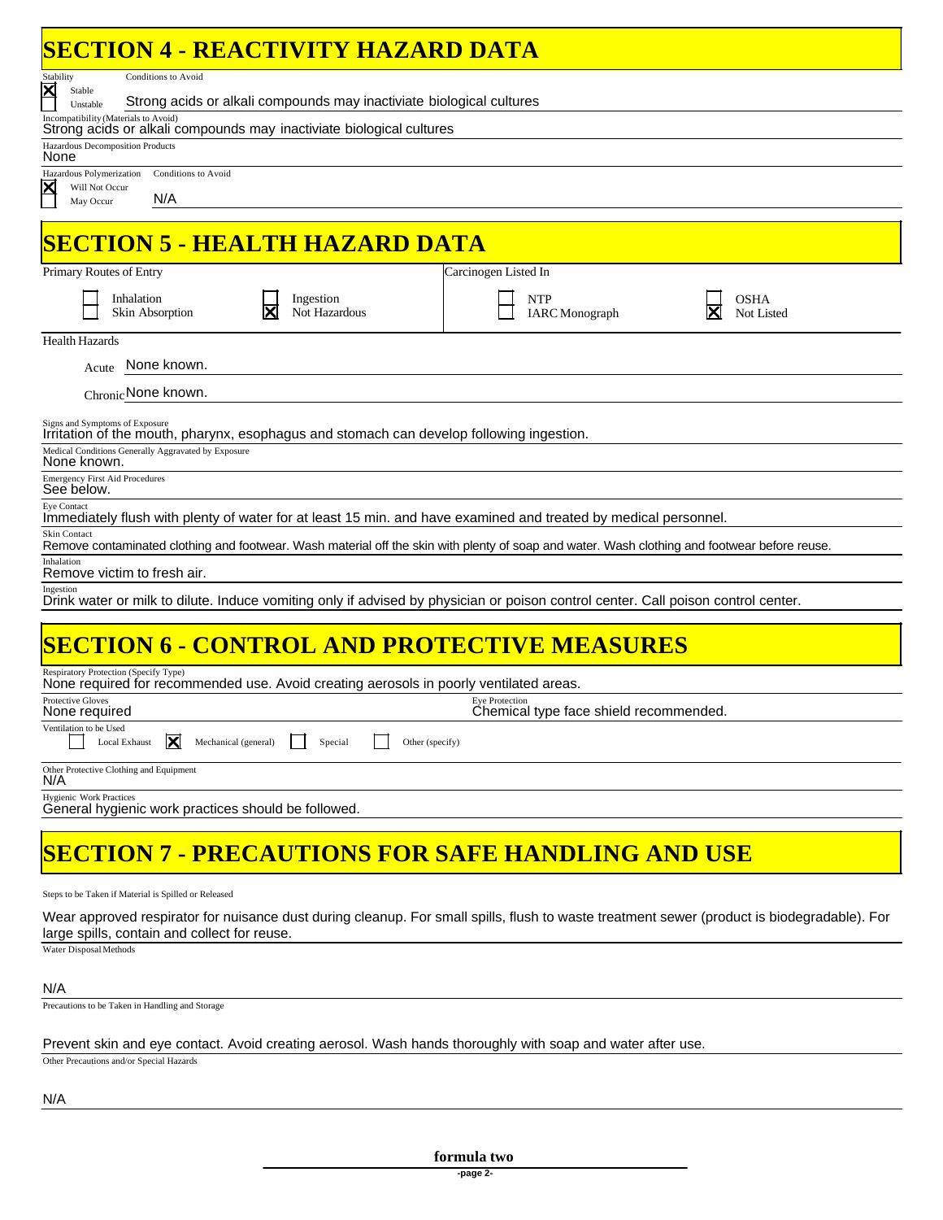# SECTION 4 - REACTIVITY HAZARD DATA

**Stability**

- [x] Stable
- [ ] Unstable

**Conditions to Avoid:** Strong acids or alkali compounds may inactiviate biological cultures

**Incompatibility (Materials to Avoid)**
Strong acids or alkali compounds may inactiviate biological cultures

**Hazardous Decomposition Products**
None

**Hazardous Polymerization**

- [x] Will Not Occur
- [ ] May Occur

**Conditions to Avoid:** N/A

# SECTION 5 - HEALTH HAZARD DATA

**Primary Routes of Entry**

- [ ] Inhalation
- [ ] Skin Absorption
- [ ] Ingestion
- [x] Not Hazardous

**Carcinogen Listed In**

- [ ] NTP
- [ ] IARC Monograph
- [ ] OSHA
- [x] Not Listed

**Health Hazards**

Acute: None known.

Chronic: None known.

**Signs and Symptoms of Exposure**
Irritation of the mouth, pharynx, esophagus and stomach can develop following ingestion.

**Medical Conditions Generally Aggravated by Exposure**
None known.

**Emergency First Aid Procedures**
See below.

**Eye Contact**
Immediately flush with plenty of water for at least 15 min. and have examined and treated by medical personnel.

**Skin Contact**
Remove contaminated clothing and footwear. Wash material off the skin with plenty of soap and water. Wash clothing and footwear before reuse.

**Inhalation**
Remove victim to fresh air.

**Ingestion**
Drink water or milk to dilute. Induce vomiting only if advised by physician or poison control center. Call poison control center.

# SECTION 6 - CONTROL AND PROTECTIVE MEASURES

**Respiratory Protection (Specify Type)**
None required for recommended use. Avoid creating aerosols in poorly ventilated areas.

**Protective Gloves**
None required

**Eye Protection**
Chemical type face shield recommended.

**Ventilation to be Used**

- [ ] Local Exhaust
- [x] Mechanical (general)
- [ ] Special
- [ ] Other (specify)

**Other Protective Clothing and Equipment**
N/A

**Hygienic Work Practices**
General hygienic work practices should be followed.

# SECTION 7 - PRECAUTIONS FOR SAFE HANDLING AND USE

**Steps to be Taken if Material is Spilled or Released**

Wear approved respirator for nuisance dust during cleanup. For small spills, flush to waste treatment sewer (product is biodegradable). For large spills, contain and collect for reuse.

**Water Disposal Methods**

N/A

**Precautions to be Taken in Handling and Storage**

Prevent skin and eye contact. Avoid creating aerosol. Wash hands thoroughly with soap and water after use.

**Other Precautions and/or Special Hazards**

N/A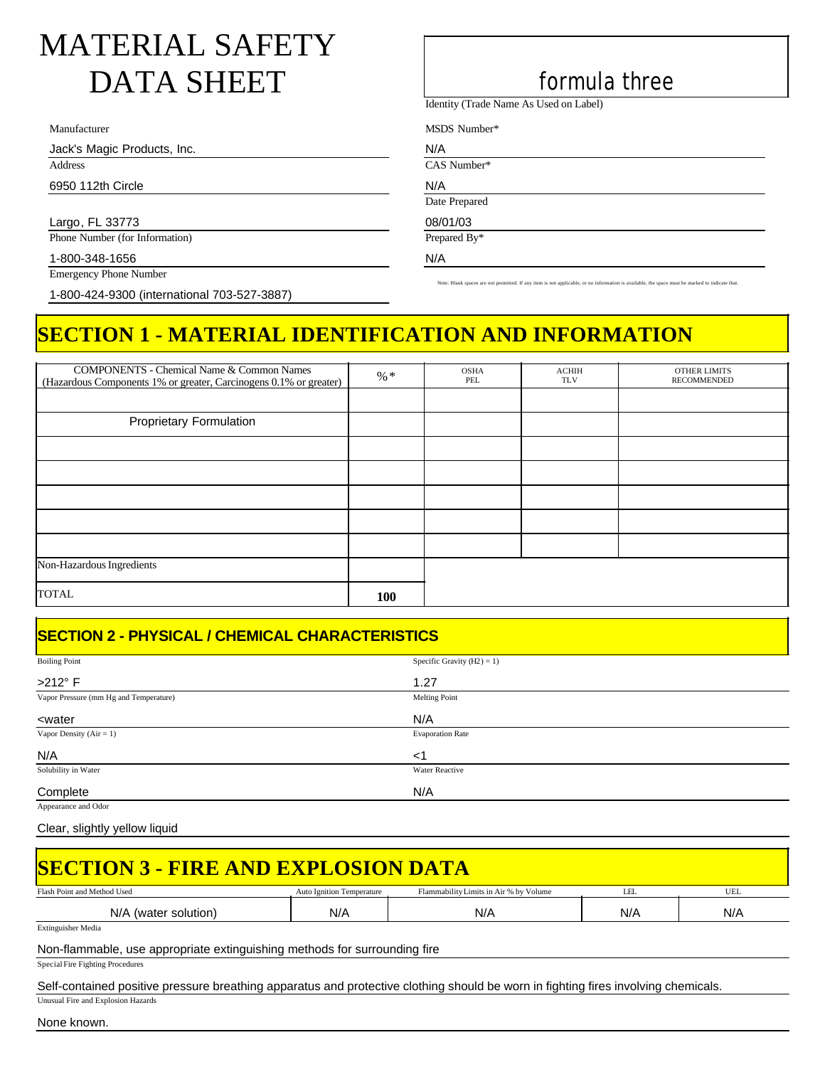# MATERIAL SAFETY DATA SHEET

**formula three**

Identity (Trade Name As Used on Label)

| Manufacturer | MSDS Number* |
|---|---|
| Jack's Magic Products, Inc. | N/A |
| **Address** | **CAS Number*** |
| 6950 112th Circle | N/A |
| | **Date Prepared** |
| Largo, FL 33773 | 08/01/03 |
| **Phone Number (for Information)** | **Prepared By*** |
| 1-800-348-1656 | N/A |
| **Emergency Phone Number** | |
| 1-800-424-9300 (international 703-527-3887) | |

Note: Blank spaces are not permitted. If any item is not applicable, or no information is available, the space must be marked to indicate that.

## SECTION 1 - MATERIAL IDENTIFICATION AND INFORMATION

| COMPONENTS - Chemical Name & Common Names (Hazardous Components 1% or greater, Carcinogens 0.1% or greater) | %* | OSHA PEL | ACHIH TLV | OTHER LIMITS RECOMMENDED |
|---|---|---|---|---|
| | | | | |
| Proprietary Formulation | | | | |
| | | | | |
| | | | | |
| | | | | |
| | | | | |
| | | | | |
| Non-Hazardous Ingredients | | | | |
| TOTAL | **100** | | | |

## SECTION 2 - PHYSICAL / CHEMICAL CHARACTERISTICS

| | |
|---|---|
| **Boiling Point** | **Specific Gravity (H2) = 1)** |
| >212° F | 1.27 |
| **Vapor Pressure (mm Hg and Temperature)** | **Melting Point** |
| <water | N/A |
| **Vapor Density (Air = 1)** | **Evaporation Rate** |
| N/A | <1 |
| **Solubility in Water** | **Water Reactive** |
| Complete | N/A |
| **Appearance and Odor** | |
| Clear, slightly yellow liquid | |

## SECTION 3 - FIRE AND EXPLOSION DATA

| Flash Point and Method Used | Auto Ignition Temperature | Flammability Limits in Air % by Volume | LEL | UEL |
|---|---|---|---|---|
| N/A (water solution) | N/A | N/A | N/A | N/A |

Extinguisher Media

Non-flammable, use appropriate extinguishing methods for surrounding fire

Special Fire Fighting Procedures

Self-contained positive pressure breathing apparatus and protective clothing should be worn in fighting fires involving chemicals.

Unusual Fire and Explosion Hazards

None known.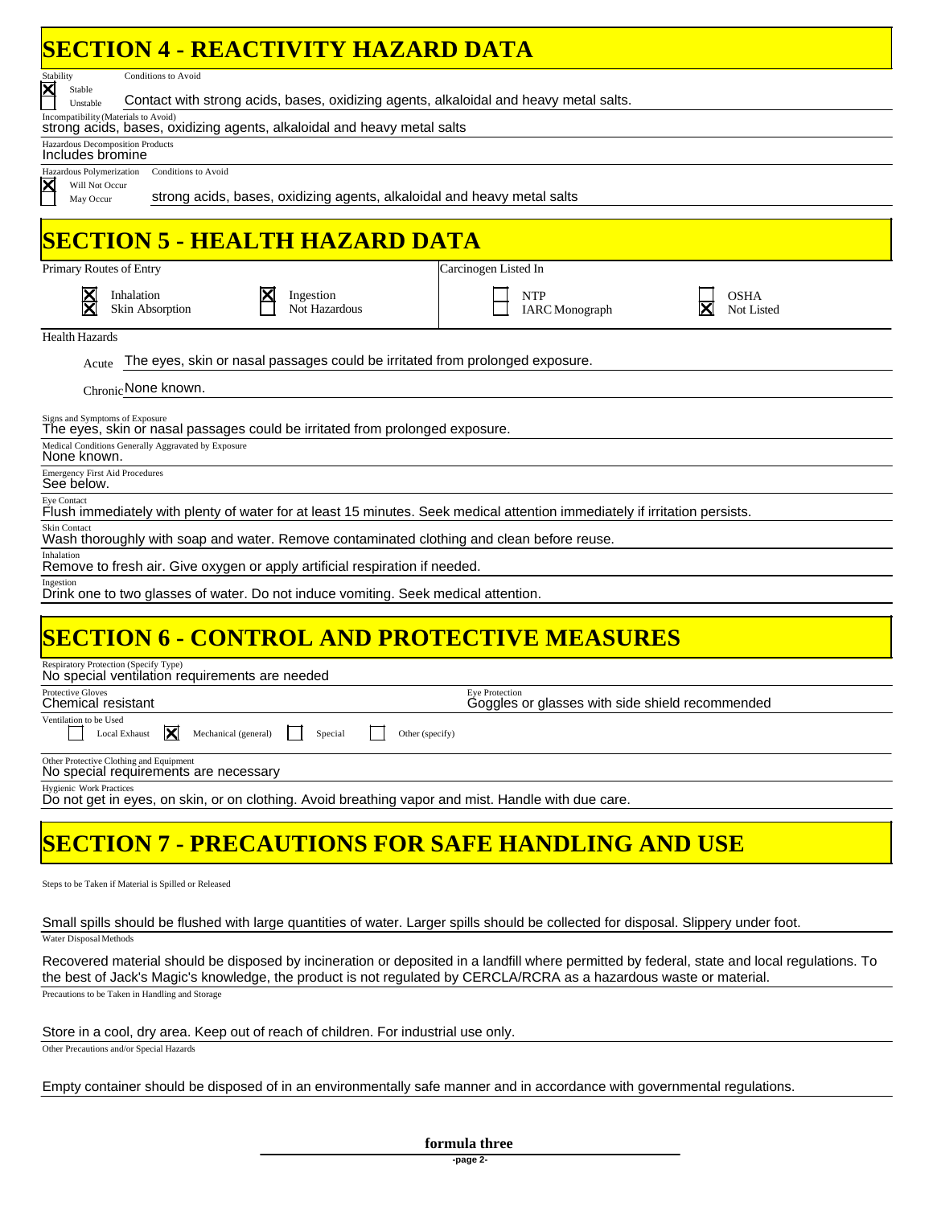## SECTION 4 - REACTIVITY HAZARD DATA

**Stability**
- [x] Stable
- [ ] Unstable

**Conditions to Avoid**
Contact with strong acids, bases, oxidizing agents, alkaloidal and heavy metal salts.

**Incompatibility (Materials to Avoid)**
strong acids, bases, oxidizing agents, alkaloidal and heavy metal salts

**Hazardous Decomposition Products**
Includes bromine

**Hazardous Polymerization**
- [x] Will Not Occur
- [ ] May Occur

**Conditions to Avoid**
strong acids, bases, oxidizing agents, alkaloidal and heavy metal salts

## SECTION 5 - HEALTH HAZARD DATA

**Primary Routes of Entry**
- [x] Inhalation
- [x] Skin Absorption
- [x] Ingestion
- [ ] Not Hazardous

**Carcinogen Listed In**
- [ ] NTP
- [ ] IARC Monograph
- [ ] OSHA
- [x] Not Listed

**Health Hazards**

Acute: The eyes, skin or nasal passages could be irritated from prolonged exposure.

Chronic: None known.

**Signs and Symptoms of Exposure**
The eyes, skin or nasal passages could be irritated from prolonged exposure.

**Medical Conditions Generally Aggravated by Exposure**
None known.

**Emergency First Aid Procedures**
See below.

**Eye Contact**
Flush immediately with plenty of water for at least 15 minutes. Seek medical attention immediately if irritation persists.

**Skin Contact**
Wash thoroughly with soap and water. Remove contaminated clothing and clean before reuse.

**Inhalation**
Remove to fresh air. Give oxygen or apply artificial respiration if needed.

**Ingestion**
Drink one to two glasses of water. Do not induce vomiting. Seek medical attention.

## SECTION 6 - CONTROL AND PROTECTIVE MEASURES

**Respiratory Protection (Specify Type)**
No special ventilation requirements are needed

**Protective Gloves**
Chemical resistant

**Eye Protection**
Goggles or glasses with side shield recommended

**Ventilation to be Used**
- [ ] Local Exhaust
- [x] Mechanical (general)
- [ ] Special
- [ ] Other (specify)

**Other Protective Clothing and Equipment**
No special requirements are necessary

**Hygienic Work Practices**
Do not get in eyes, on skin, or on clothing. Avoid breathing vapor and mist. Handle with due care.

## SECTION 7 - PRECAUTIONS FOR SAFE HANDLING AND USE

**Steps to be Taken if Material is Spilled or Released**

Small spills should be flushed with large quantities of water. Larger spills should be collected for disposal. Slippery under foot.

**Water Disposal Methods**

Recovered material should be disposed by incineration or deposited in a landfill where permitted by federal, state and local regulations. To the best of Jack's Magic's knowledge, the product is not regulated by CERCLA/RCRA as a hazardous waste or material.

**Precautions to be Taken in Handling and Storage**

Store in a cool, dry area. Keep out of reach of children. For industrial use only.

**Other Precautions and/or Special Hazards**

Empty container should be disposed of in an environmentally safe manner and in accordance with governmental regulations.

**formula three**